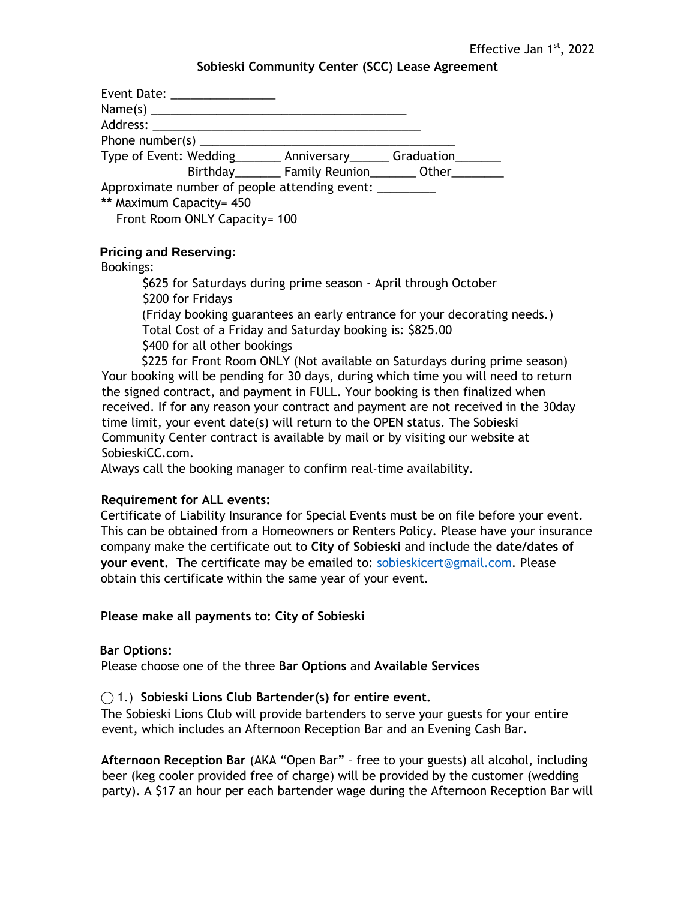Effective Jan 1st, 2022

**Sobieski Community Center (SCC) Lease Agreement**

Event Date: _______________

Name(s) _______________________________________

Address: _________________________________________

Phone number(s) _______________________________________

Type of Event: Wedding_______ Anniversary______ Graduation_______

Birthday_______ Family Reunion_______ Other________

Approximate number of people attending event: _________

** Maximum Capacity= 450

Front Room ONLY Capacity= 100

**Pricing and Reserving:**

Bookings:

$625 for Saturdays during prime season - April through October

$200 for Fridays

(Friday booking guarantees an early entrance for your decorating needs.)

Total Cost of a Friday and Saturday booking is: $825.00

$400 for all other bookings

$225 for Front Room ONLY (Not available on Saturdays during prime season)

Your booking will be pending for 30 days, during which time you will need to return the signed contract, and payment in FULL. Your booking is then finalized when received. If for any reason your contract and payment are not received in the 30day time limit, your event date(s) will return to the OPEN status. The Sobieski Community Center contract is available by mail or by visiting our website at SobieskiCC.com.

Always call the booking manager to confirm real-time availability.

**Requirement for ALL events:**

Certificate of Liability Insurance for Special Events must be on file before your event. This can be obtained from a Homeowners or Renters Policy. Please have your insurance company make the certificate out to **City of Sobieski** and include the **date/dates of your event.** The certificate may be emailed to: sobieskicert@gmail.com. Please obtain this certificate within the same year of your event.

**Please make all payments to: City of Sobieski**

**Bar Options:**

Please choose one of the three **Bar Options** and **Available Services**

◯ 1.) **Sobieski Lions Club Bartender(s) for entire event.**

The Sobieski Lions Club will provide bartenders to serve your guests for your entire event, which includes an Afternoon Reception Bar and an Evening Cash Bar.

**Afternoon Reception Bar** (AKA "Open Bar" – free to your guests) all alcohol, including beer (keg cooler provided free of charge) will be provided by the customer (wedding party). A $17 an hour per each bartender wage during the Afternoon Reception Bar will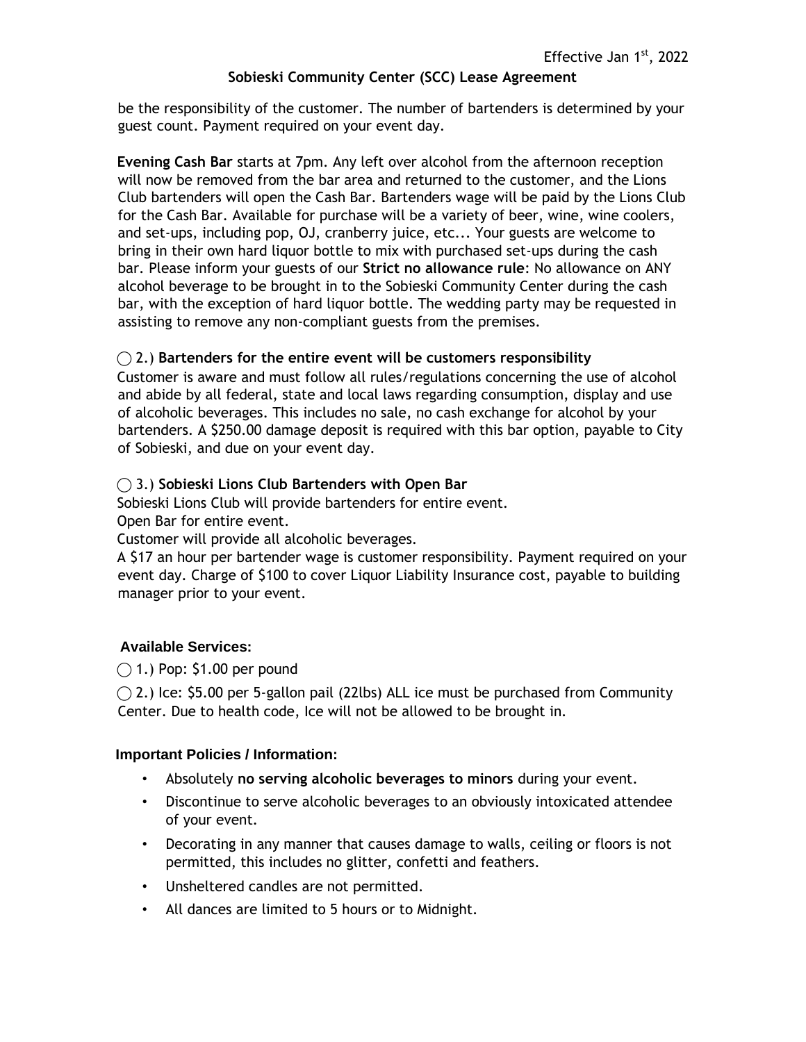be the responsibility of the customer. The number of bartenders is determined by your guest count. Payment required on your event day.

**Evening Cash Bar** starts at 7pm. Any left over alcohol from the afternoon reception will now be removed from the bar area and returned to the customer, and the Lions Club bartenders will open the Cash Bar. Bartenders wage will be paid by the Lions Club for the Cash Bar. Available for purchase will be a variety of beer, wine, wine coolers, and set-ups, including pop, OJ, cranberry juice, etc... Your guests are welcome to bring in their own hard liquor bottle to mix with purchased set-ups during the cash bar. Please inform your guests of our **Strict no allowance rule**: No allowance on ANY alcohol beverage to be brought in to the Sobieski Community Center during the cash bar, with the exception of hard liquor bottle. The wedding party may be requested in assisting to remove any non-compliant guests from the premises.

◯ 2.) **Bartenders for the entire event will be customers responsibility**
Customer is aware and must follow all rules/regulations concerning the use of alcohol and abide by all federal, state and local laws regarding consumption, display and use of alcoholic beverages. This includes no sale, no cash exchange for alcohol by your bartenders. A $250.00 damage deposit is required with this bar option, payable to City of Sobieski, and due on your event day.

◯ 3.) **Sobieski Lions Club Bartenders with Open Bar**
Sobieski Lions Club will provide bartenders for entire event.
Open Bar for entire event.
Customer will provide all alcoholic beverages.
A $17 an hour per bartender wage is customer responsibility. Payment required on your event day. Charge of $100 to cover Liquor Liability Insurance cost, payable to building manager prior to your event.

### Available Services:

◯ 1.) Pop: $1.00 per pound

◯ 2.) Ice: $5.00 per 5-gallon pail (22lbs) ALL ice must be purchased from Community Center. Due to health code, Ice will not be allowed to be brought in.

### Important Policies / Information:

- Absolutely **no serving alcoholic beverages to minors** during your event.
- Discontinue to serve alcoholic beverages to an obviously intoxicated attendee of your event.
- Decorating in any manner that causes damage to walls, ceiling or floors is not permitted, this includes no glitter, confetti and feathers.
- Unsheltered candles are not permitted.
- All dances are limited to 5 hours or to Midnight.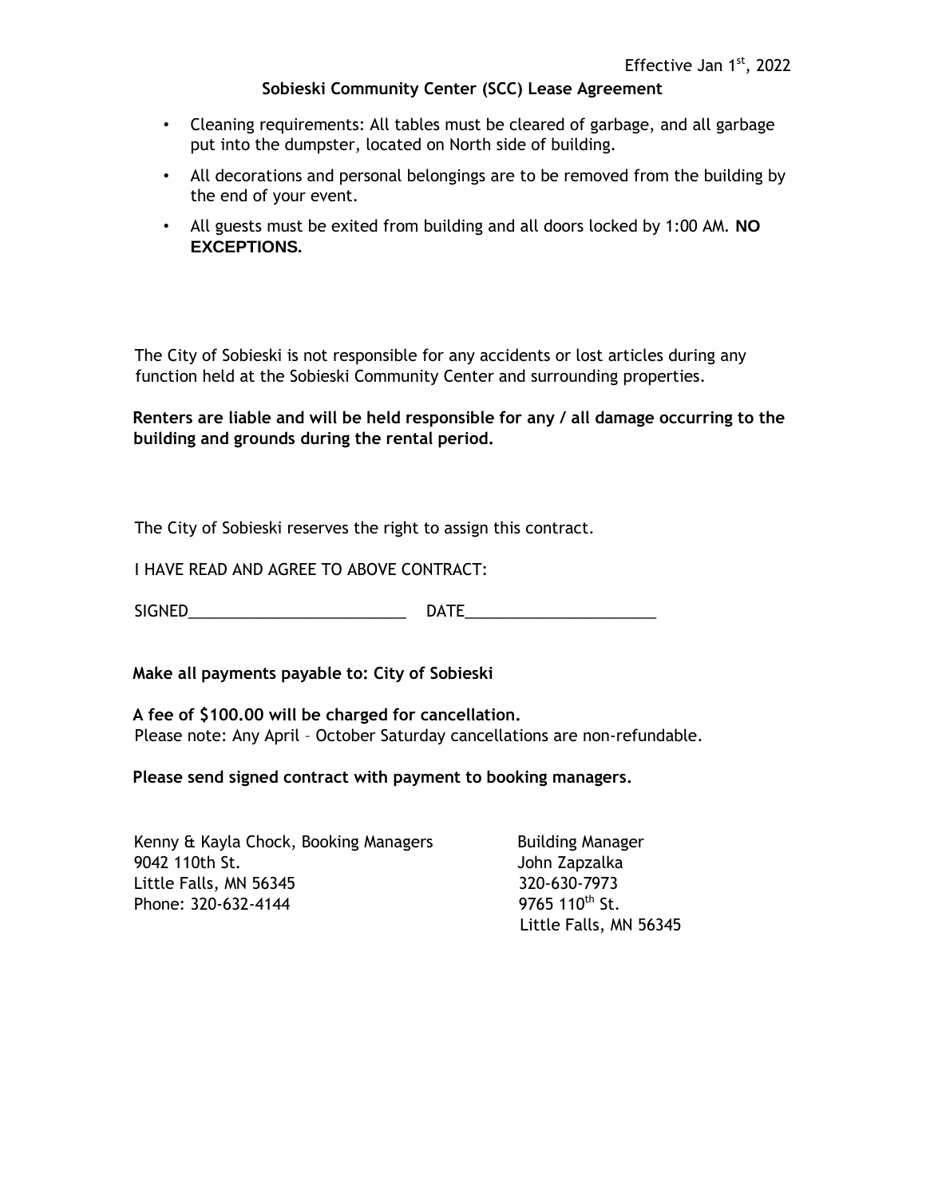Effective Jan 1st, 2022

**Sobieski Community Center (SCC) Lease Agreement**

- Cleaning requirements: All tables must be cleared of garbage, and all garbage put into the dumpster, located on North side of building.
- All decorations and personal belongings are to be removed from the building by the end of your event.
- All guests must be exited from building and all doors locked by 1:00 AM. **NO EXCEPTIONS.**

The City of Sobieski is not responsible for any accidents or lost articles during any function held at the Sobieski Community Center and surrounding properties.

**Renters are liable and will be held responsible for any / all damage occurring to the building and grounds during the rental period.**

The City of Sobieski reserves the right to assign this contract.

I HAVE READ AND AGREE TO ABOVE CONTRACT:

SIGNED_________________________ DATE______________________

**Make all payments payable to: City of Sobieski**

**A fee of $100.00 will be charged for cancellation.**
Please note: Any April – October Saturday cancellations are non-refundable.

**Please send signed contract with payment to booking managers.**

Kenny & Kayla Chock, Booking Managers
9042 110th St.
Little Falls, MN 56345
Phone: 320-632-4144

Building Manager
John Zapzalka
320-630-7973
9765 110th St.
Little Falls, MN 56345